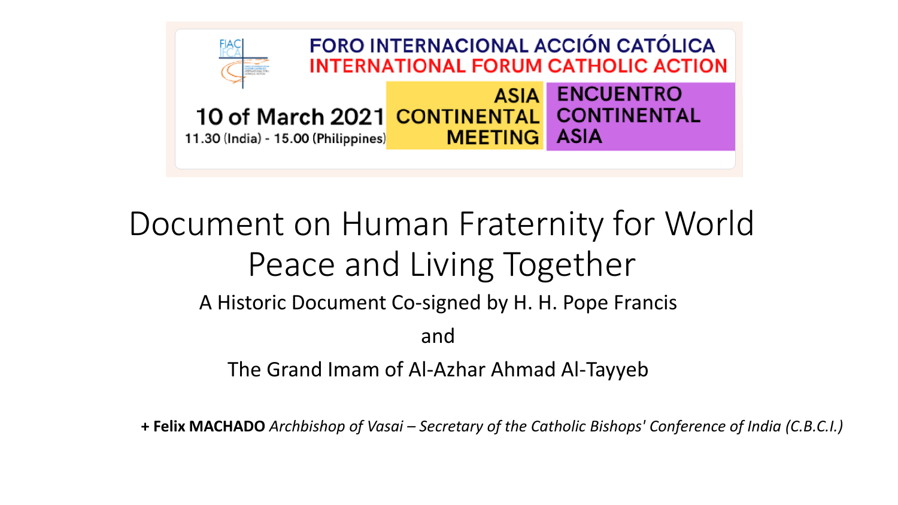FIAC IFCA

**FORO INTERNACIONAL ACCIÓN CATÓLICA**
**INTERNATIONAL FORUM CATHOLIC ACTION**

**10 of March 2021**
11.30 (India) - 15.00 (Philippines)

**ASIA CONTINENTAL MEETING**

**ENCUENTRO CONTINENTAL ASIA**

# Document on Human Fraternity for World Peace and Living Together

A Historic Document Co-signed by H. H. Pope Francis

and

The Grand Imam of Al-Azhar Ahmad Al-Tayyeb

**+ Felix MACHADO** *Archbishop of Vasai – Secretary of the Catholic Bishops' Conference of India (C.B.C.I.)*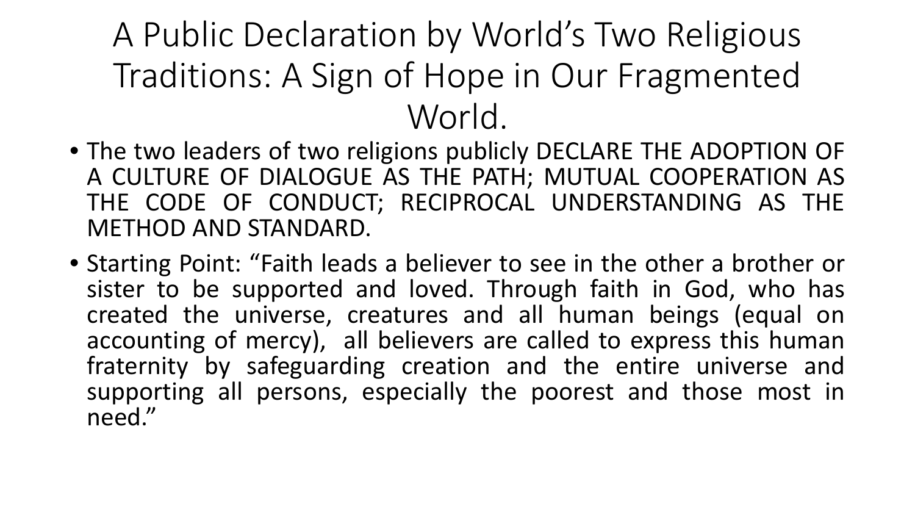# A Public Declaration by World's Two Religious Traditions: A Sign of Hope in Our Fragmented World.

- The two leaders of two religions publicly DECLARE THE ADOPTION OF A CULTURE OF DIALOGUE AS THE PATH; MUTUAL COOPERATION AS THE CODE OF CONDUCT; RECIPROCAL UNDERSTANDING AS THE METHOD AND STANDARD.
- Starting Point: "Faith leads a believer to see in the other a brother or sister to be supported and loved. Through faith in God, who has created the universe, creatures and all human beings (equal on accounting of mercy), all believers are called to express this human fraternity by safeguarding creation and the entire universe and supporting all persons, especially the poorest and those most in need."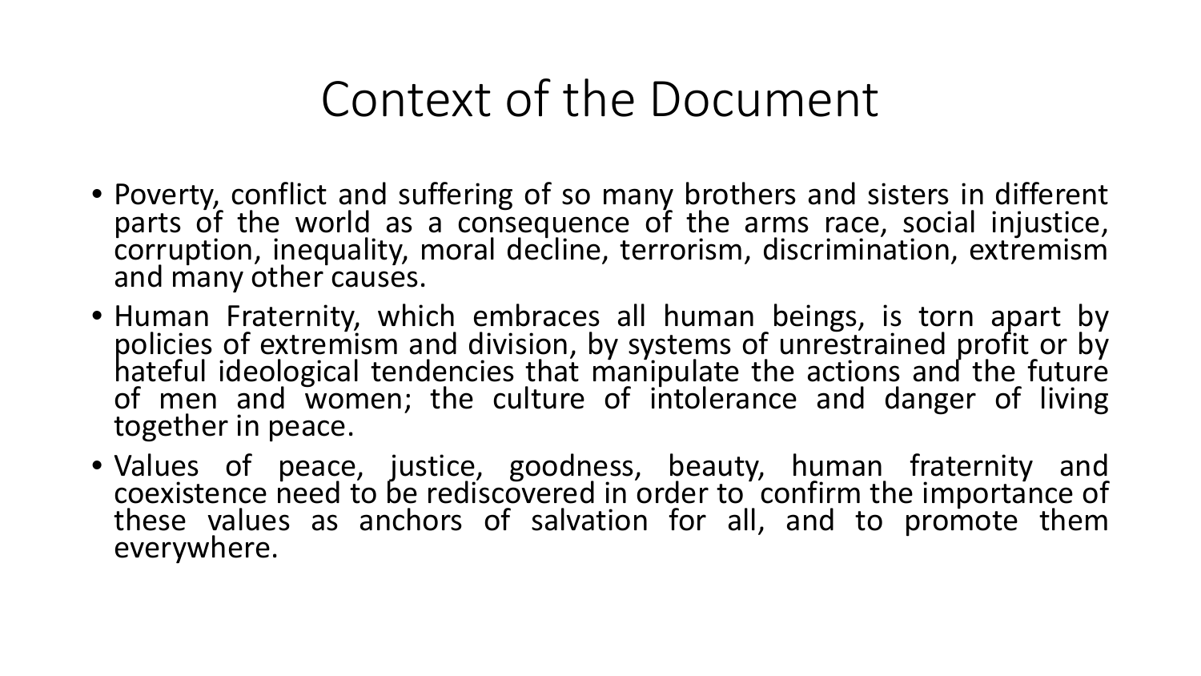# Context of the Document

- Poverty, conflict and suffering of so many brothers and sisters in different parts of the world as a consequence of the arms race, social injustice, corruption, inequality, moral decline, terrorism, discrimination, extremism and many other causes.
- Human Fraternity, which embraces all human beings, is torn apart by policies of extremism and division, by systems of unrestrained profit or by hateful ideological tendencies that manipulate the actions and the future of men and women; the culture of intolerance and danger of living together in peace.
- Values of peace, justice, goodness, beauty, human fraternity and coexistence need to be rediscovered in order to confirm the importance of these values as anchors of salvation for all, and to promote them everywhere.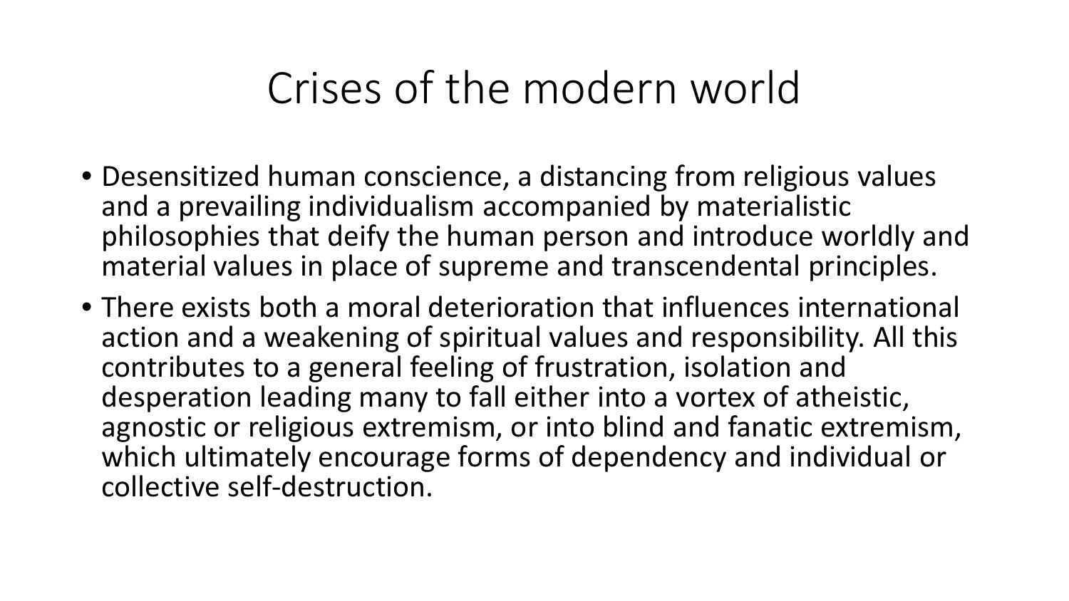# Crises of the modern world

- Desensitized human conscience, a distancing from religious values and a prevailing individualism accompanied by materialistic philosophies that deify the human person and introduce worldly and material values in place of supreme and transcendental principles.
- There exists both a moral deterioration that influences international action and a weakening of spiritual values and responsibility. All this contributes to a general feeling of frustration, isolation and desperation leading many to fall either into a vortex of atheistic, agnostic or religious extremism, or into blind and fanatic extremism, which ultimately encourage forms of dependency and individual or collective self-destruction.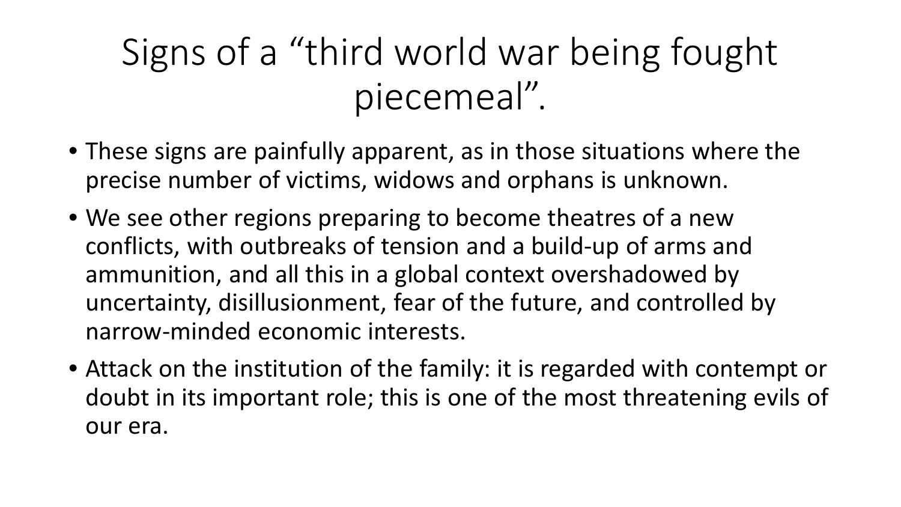# Signs of a “third world war being fought piecemeal”.

- These signs are painfully apparent, as in those situations where the precise number of victims, widows and orphans is unknown.
- We see other regions preparing to become theatres of a new conflicts, with outbreaks of tension and a build-up of arms and ammunition, and all this in a global context overshadowed by uncertainty, disillusionment, fear of the future, and controlled by narrow-minded economic interests.
- Attack on the institution of the family: it is regarded with contempt or doubt in its important role; this is one of the most threatening evils of our era.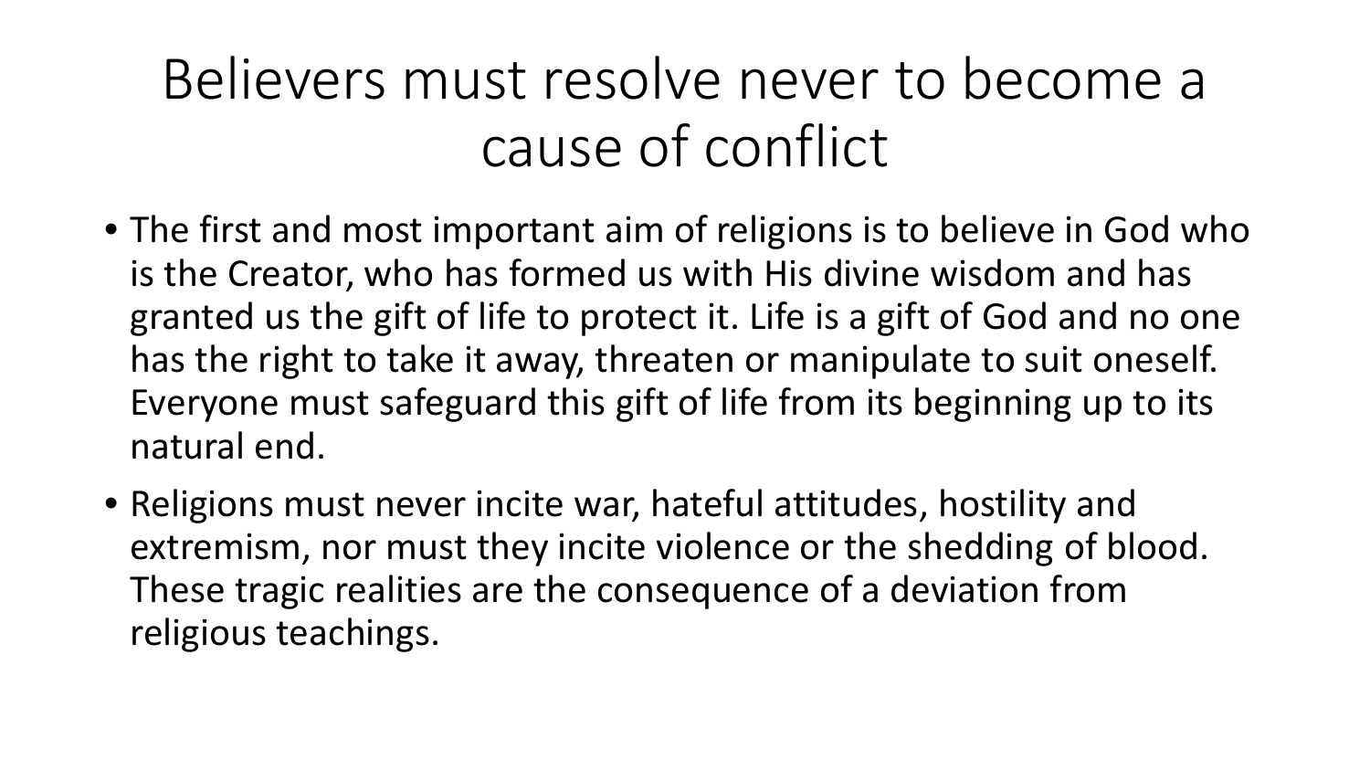# Believers must resolve never to become a cause of conflict

- The first and most important aim of religions is to believe in God who is the Creator, who has formed us with His divine wisdom and has granted us the gift of life to protect it. Life is a gift of God and no one has the right to take it away, threaten or manipulate to suit oneself. Everyone must safeguard this gift of life from its beginning up to its natural end.
- Religions must never incite war, hateful attitudes, hostility and extremism, nor must they incite violence or the shedding of blood. These tragic realities are the consequence of a deviation from religious teachings.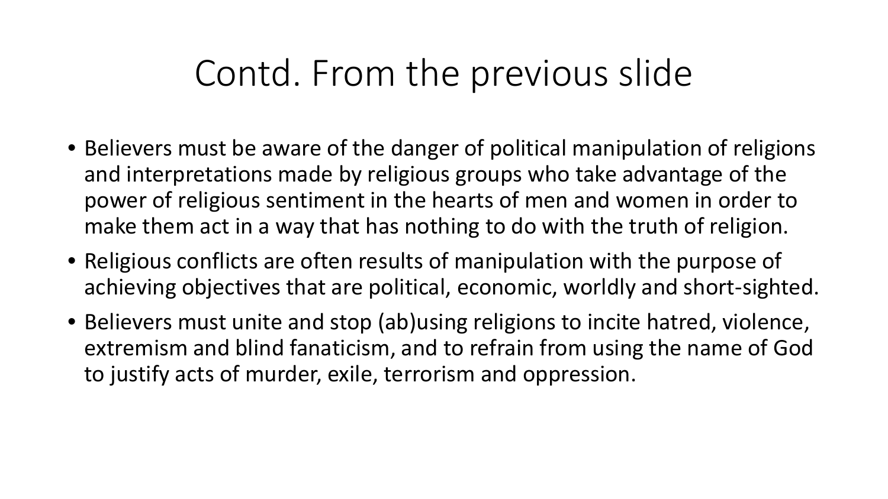# Contd. From the previous slide

- Believers must be aware of the danger of political manipulation of religions and interpretations made by religious groups who take advantage of the power of religious sentiment in the hearts of men and women in order to make them act in a way that has nothing to do with the truth of religion.
- Religious conflicts are often results of manipulation with the purpose of achieving objectives that are political, economic, worldly and short-sighted.
- Believers must unite and stop (ab)using religions to incite hatred, violence, extremism and blind fanaticism, and to refrain from using the name of God to justify acts of murder, exile, terrorism and oppression.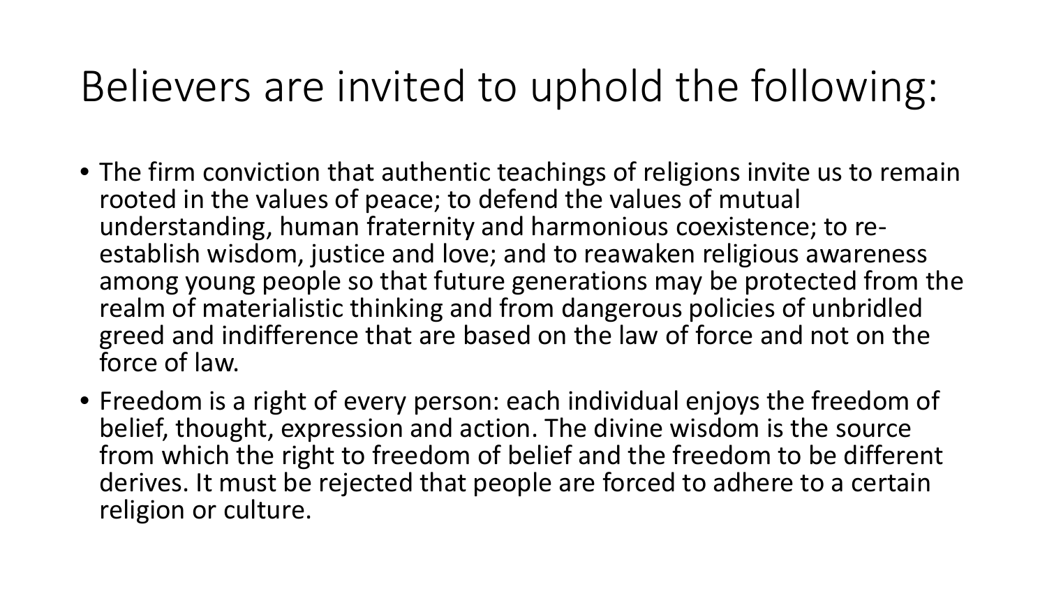# Believers are invited to uphold the following:

- The firm conviction that authentic teachings of religions invite us to remain rooted in the values of peace; to defend the values of mutual understanding, human fraternity and harmonious coexistence; to re-establish wisdom, justice and love; and to reawaken religious awareness among young people so that future generations may be protected from the realm of materialistic thinking and from dangerous policies of unbridled greed and indifference that are based on the law of force and not on the force of law.
- Freedom is a right of every person: each individual enjoys the freedom of belief, thought, expression and action. The divine wisdom is the source from which the right to freedom of belief and the freedom to be different derives. It must be rejected that people are forced to adhere to a certain religion or culture.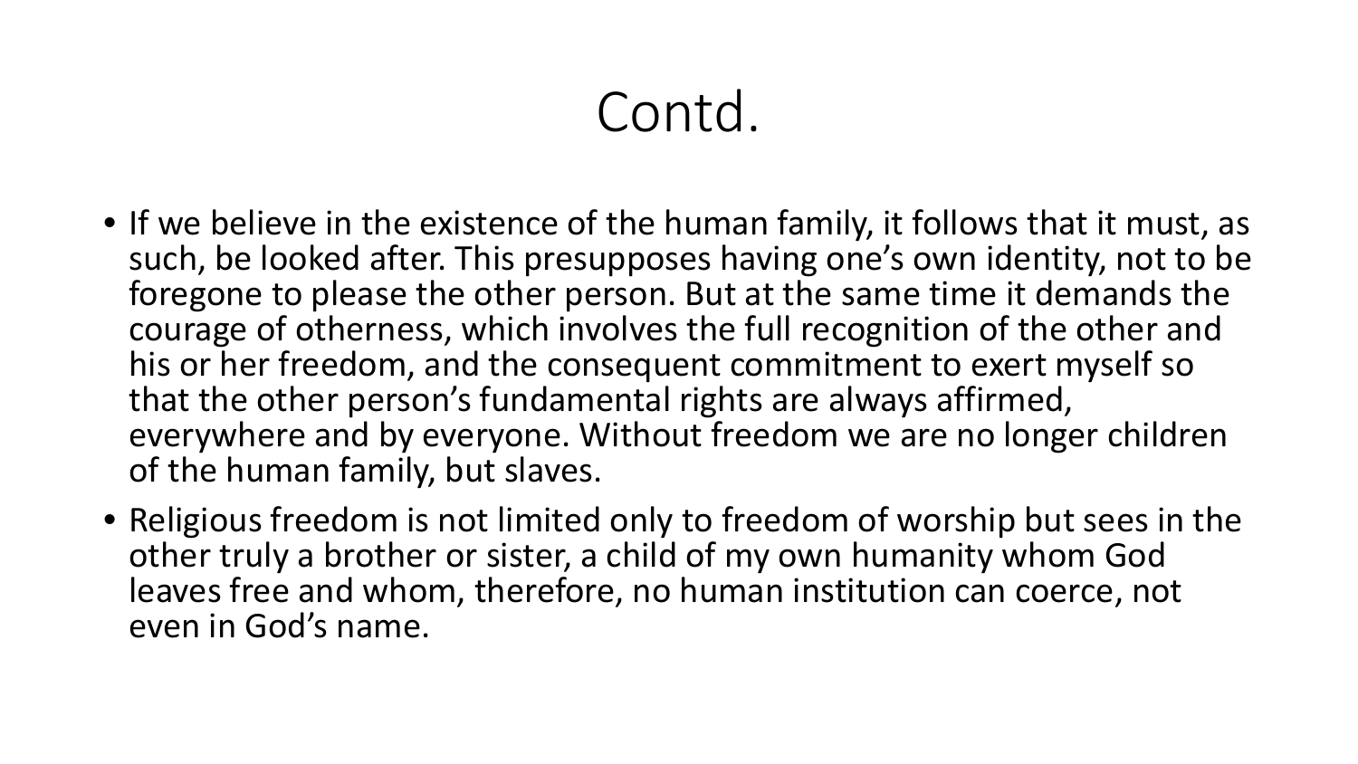# Contd.

- If we believe in the existence of the human family, it follows that it must, as such, be looked after. This presupposes having one's own identity, not to be foregone to please the other person. But at the same time it demands the courage of otherness, which involves the full recognition of the other and his or her freedom, and the consequent commitment to exert myself so that the other person's fundamental rights are always affirmed, everywhere and by everyone. Without freedom we are no longer children of the human family, but slaves.
- Religious freedom is not limited only to freedom of worship but sees in the other truly a brother or sister, a child of my own humanity whom God leaves free and whom, therefore, no human institution can coerce, not even in God's name.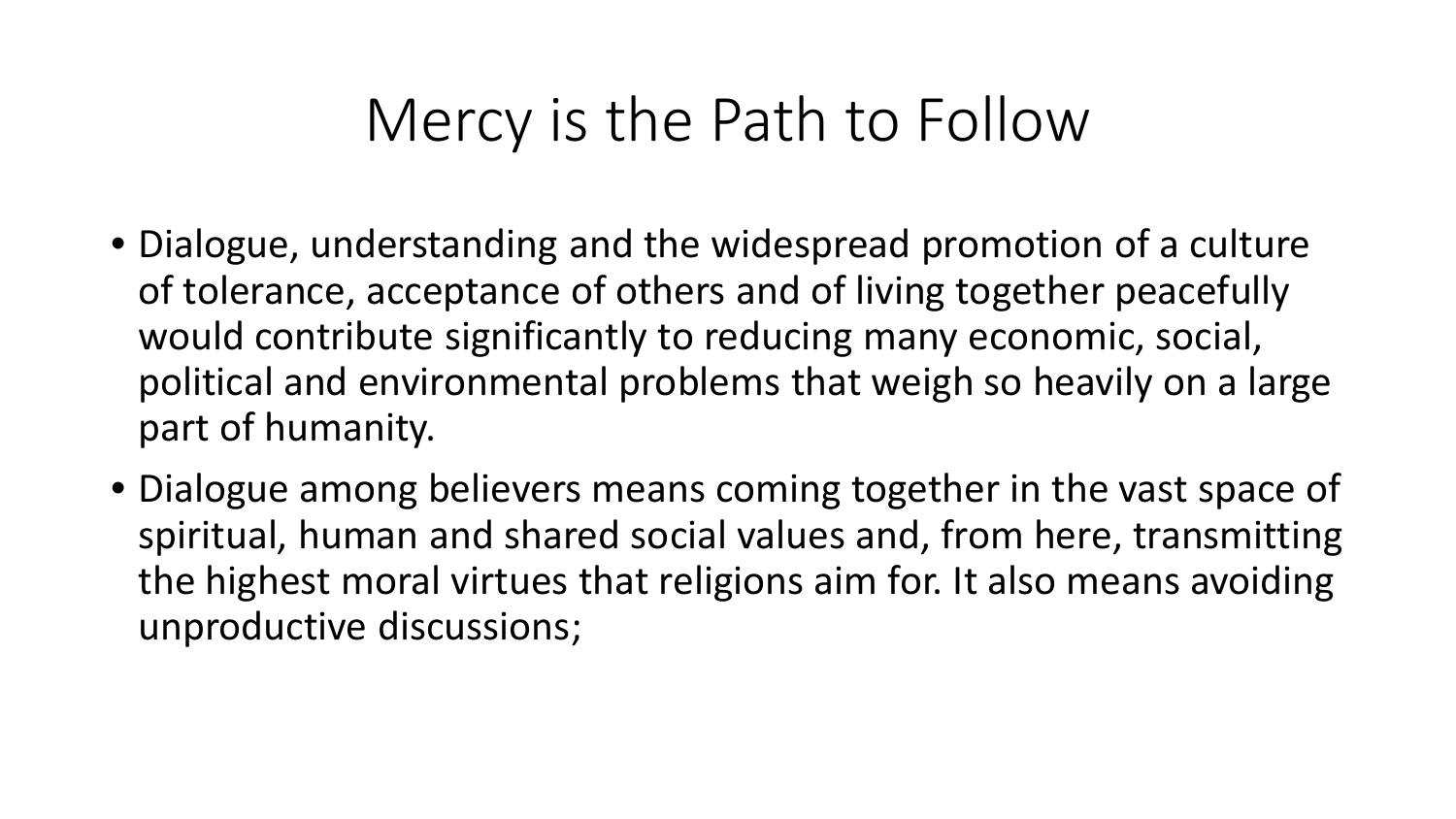# Mercy is the Path to Follow

- Dialogue, understanding and the widespread promotion of a culture of tolerance, acceptance of others and of living together peacefully would contribute significantly to reducing many economic, social, political and environmental problems that weigh so heavily on a large part of humanity.
- Dialogue among believers means coming together in the vast space of spiritual, human and shared social values and, from here, transmitting the highest moral virtues that religions aim for. It also means avoiding unproductive discussions;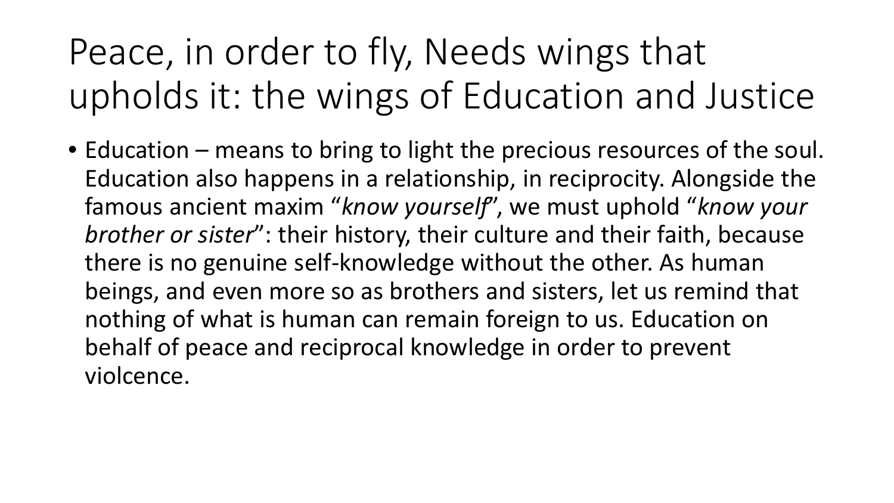# Peace, in order to fly, Needs wings that upholds it: the wings of Education and Justice

- Education – means to bring to light the precious resources of the soul. Education also happens in a relationship, in reciprocity. Alongside the famous ancient maxim "*know yourself*", we must uphold "*know your brother or sister*": their history, their culture and their faith, because there is no genuine self-knowledge without the other. As human beings, and even more so as brothers and sisters, let us remind that nothing of what is human can remain foreign to us. Education on behalf of peace and reciprocal knowledge in order to prevent violcence.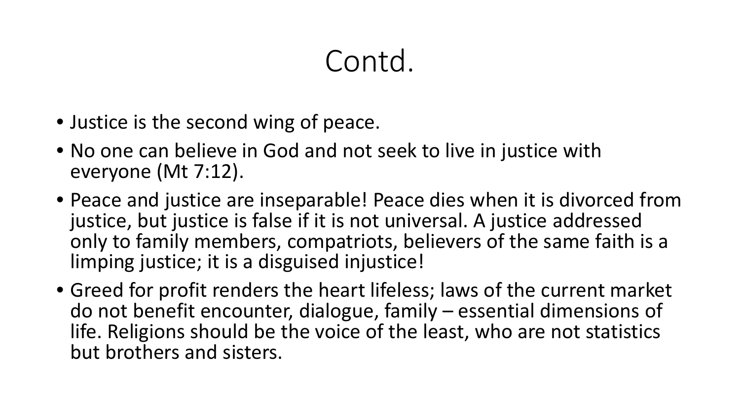# Contd.

- Justice is the second wing of peace.
- No one can believe in God and not seek to live in justice with everyone (Mt 7:12).
- Peace and justice are inseparable! Peace dies when it is divorced from justice, but justice is false if it is not universal. A justice addressed only to family members, compatriots, believers of the same faith is a limping justice; it is a disguised injustice!
- Greed for profit renders the heart lifeless; laws of the current market do not benefit encounter, dialogue, family – essential dimensions of life. Religions should be the voice of the least, who are not statistics but brothers and sisters.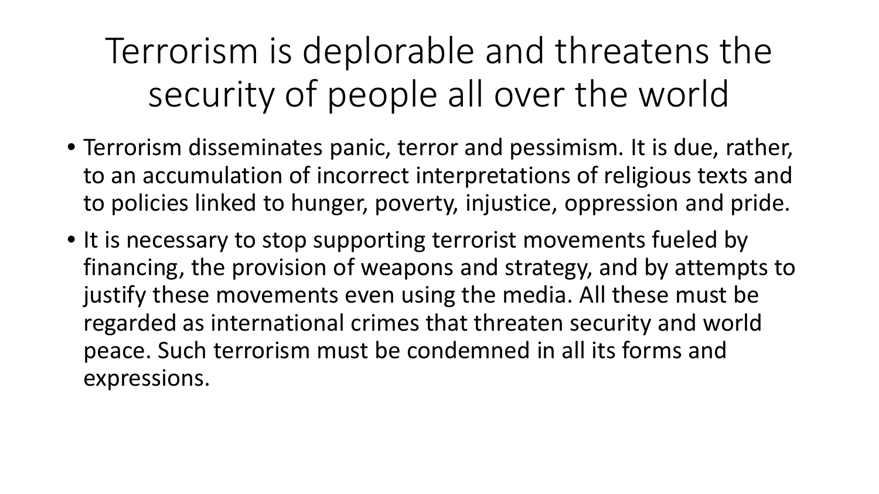# Terrorism is deplorable and threatens the security of people all over the world

- Terrorism disseminates panic, terror and pessimism. It is due, rather, to an accumulation of incorrect interpretations of religious texts and to policies linked to hunger, poverty, injustice, oppression and pride.
- It is necessary to stop supporting terrorist movements fueled by financing, the provision of weapons and strategy, and by attempts to justify these movements even using the media. All these must be regarded as international crimes that threaten security and world peace. Such terrorism must be condemned in all its forms and expressions.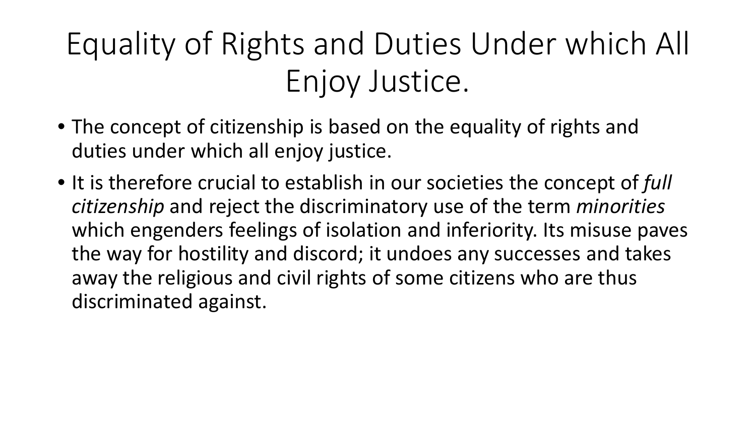# Equality of Rights and Duties Under which All Enjoy Justice.

- The concept of citizenship is based on the equality of rights and duties under which all enjoy justice.
- It is therefore crucial to establish in our societies the concept of *full citizenship* and reject the discriminatory use of the term *minorities* which engenders feelings of isolation and inferiority. Its misuse paves the way for hostility and discord; it undoes any successes and takes away the religious and civil rights of some citizens who are thus discriminated against.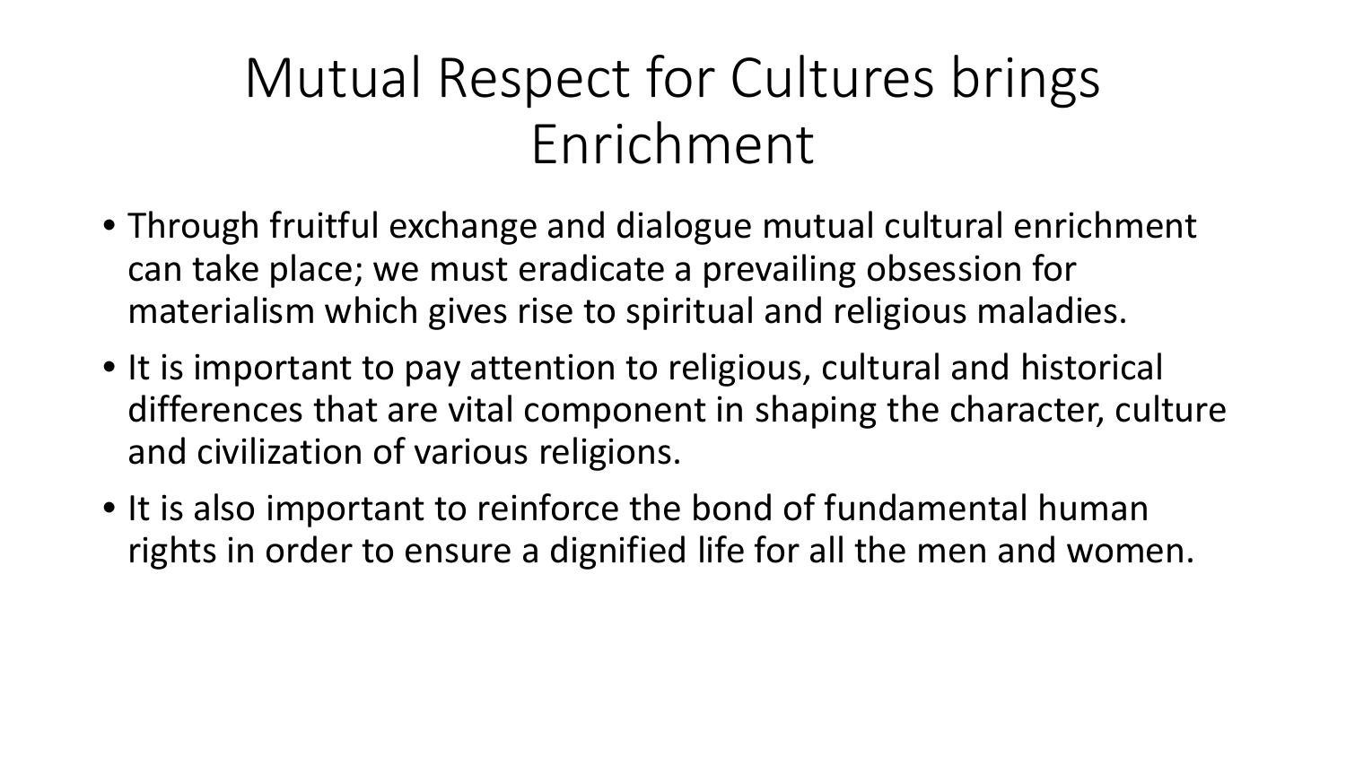# Mutual Respect for Cultures brings Enrichment

- Through fruitful exchange and dialogue mutual cultural enrichment can take place; we must eradicate a prevailing obsession for materialism which gives rise to spiritual and religious maladies.
- It is important to pay attention to religious, cultural and historical differences that are vital component in shaping the character, culture and civilization of various religions.
- It is also important to reinforce the bond of fundamental human rights in order to ensure a dignified life for all the men and women.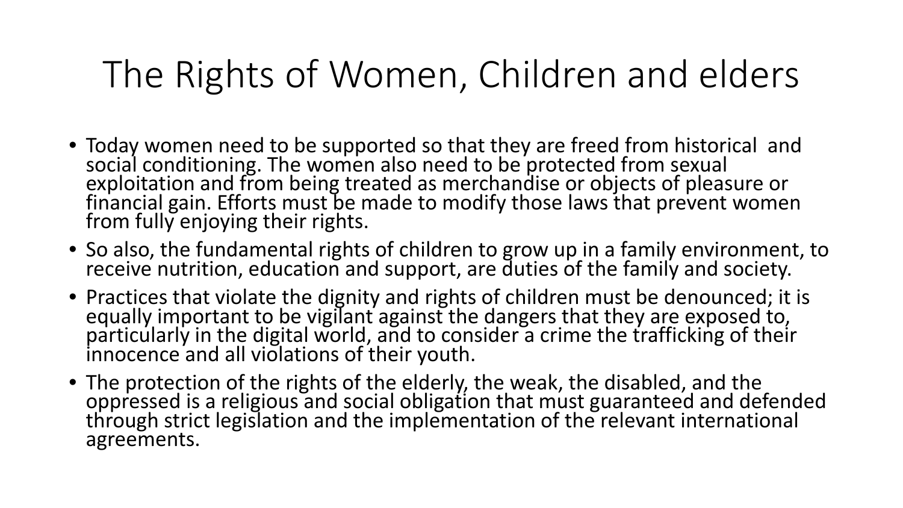# The Rights of Women, Children and elders

- Today women need to be supported so that they are freed from historical and social conditioning. The women also need to be protected from sexual exploitation and from being treated as merchandise or objects of pleasure or financial gain. Efforts must be made to modify those laws that prevent women from fully enjoying their rights.
- So also, the fundamental rights of children to grow up in a family environment, to receive nutrition, education and support, are duties of the family and society.
- Practices that violate the dignity and rights of children must be denounced; it is equally important to be vigilant against the dangers that they are exposed to, particularly in the digital world, and to consider a crime the trafficking of their innocence and all violations of their youth.
- The protection of the rights of the elderly, the weak, the disabled, and the oppressed is a religious and social obligation that must guaranteed and defended through strict legislation and the implementation of the relevant international agreements.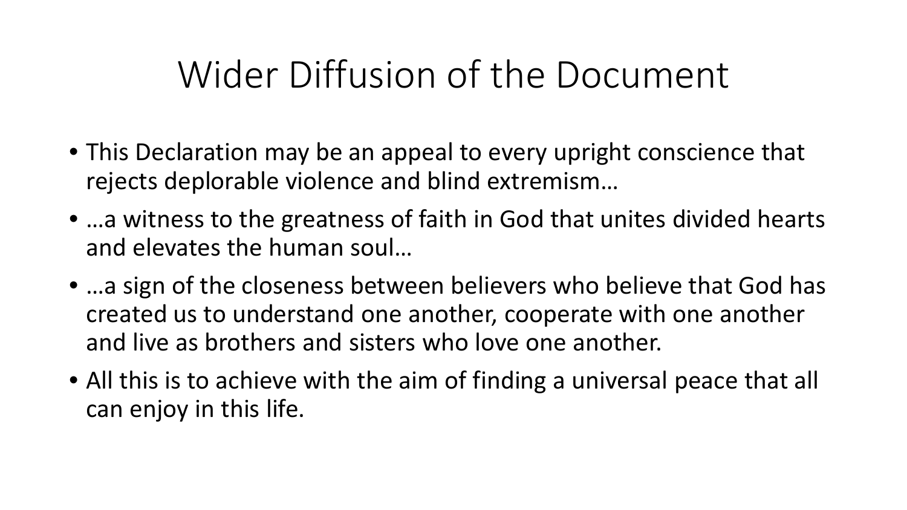# Wider Diffusion of the Document

- This Declaration may be an appeal to every upright conscience that rejects deplorable violence and blind extremism…
- …a witness to the greatness of faith in God that unites divided hearts and elevates the human soul…
- …a sign of the closeness between believers who believe that God has created us to understand one another, cooperate with one another and live as brothers and sisters who love one another.
- All this is to achieve with the aim of finding a universal peace that all can enjoy in this life.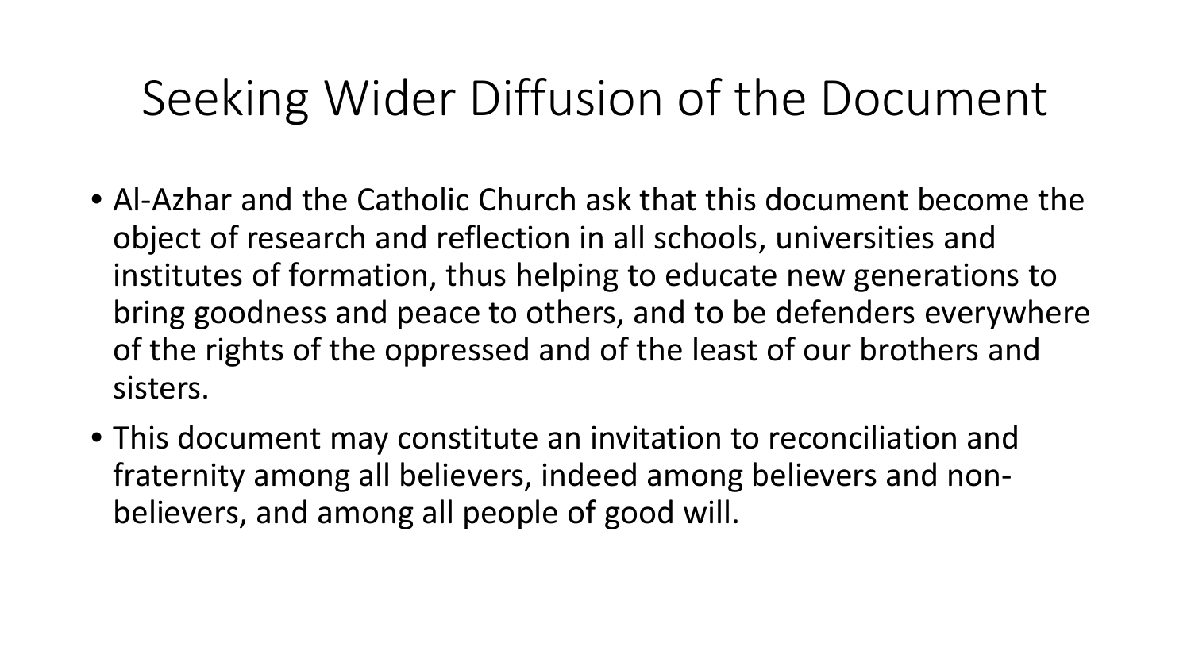# Seeking Wider Diffusion of the Document

- Al-Azhar and the Catholic Church ask that this document become the object of research and reflection in all schools, universities and institutes of formation, thus helping to educate new generations to bring goodness and peace to others, and to be defenders everywhere of the rights of the oppressed and of the least of our brothers and sisters.
- This document may constitute an invitation to reconciliation and fraternity among all believers, indeed among believers and non-believers, and among all people of good will.